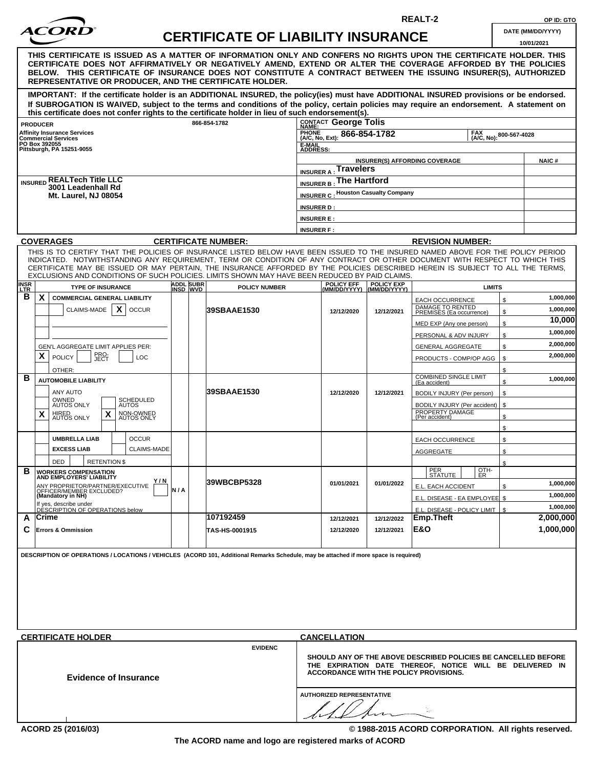REALT-2 | OP ID: GTO

# CERTIFICATE OF LIABILITY INSURANCE

DATE (MM/DD/YYYY): 10/01/2021

**THIS CERTIFICATE IS ISSUED AS A MATTER OF INFORMATION ONLY AND CONFERS NO RIGHTS UPON THE CERTIFICATE HOLDER. THIS CERTIFICATE DOES NOT AFFIRMATIVELY OR NEGATIVELY AMEND, EXTEND OR ALTER THE COVERAGE AFFORDED BY THE POLICIES BELOW. THIS CERTIFICATE OF INSURANCE DOES NOT CONSTITUTE A CONTRACT BETWEEN THE ISSUING INSURER(S), AUTHORIZED REPRESENTATIVE OR PRODUCER, AND THE CERTIFICATE HOLDER.**

**IMPORTANT: If the certificate holder is an ADDITIONAL INSURED, the policy(ies) must have ADDITIONAL INSURED provisions or be endorsed. If SUBROGATION IS WAIVED, subject to the terms and conditions of the policy, certain policies may require an endorsement. A statement on this certificate does not confer rights to the certificate holder in lieu of such endorsement(s).**

**PRODUCER** 866-854-1782
Affinity Insurance Services
Commercial Services
PO Box 392055
Pittsburgh, PA 15251-9055

CONTACT NAME: George Tolis
PHONE (A/C, No, Ext): 866-854-1782
FAX (A/C, No): 800-567-4028
E-MAIL ADDRESS:

**INSURED** REALTech Title LLC
3001 Leadenhall Rd
Mt. Laurel, NJ 08054

| INSURER(S) AFFORDING COVERAGE | NAIC # |
|---|---|
| INSURER A : Travelers | |
| INSURER B : The Hartford | |
| INSURER C : Houston Casualty Company | |
| INSURER D : | |
| INSURER E : | |
| INSURER F : | |

**COVERAGES** CERTIFICATE NUMBER: REVISION NUMBER:

THIS IS TO CERTIFY THAT THE POLICIES OF INSURANCE LISTED BELOW HAVE BEEN ISSUED TO THE INSURED NAMED ABOVE FOR THE POLICY PERIOD INDICATED. NOTWITHSTANDING ANY REQUIREMENT, TERM OR CONDITION OF ANY CONTRACT OR OTHER DOCUMENT WITH RESPECT TO WHICH THIS CERTIFICATE MAY BE ISSUED OR MAY PERTAIN, THE INSURANCE AFFORDED BY THE POLICIES DESCRIBED HEREIN IS SUBJECT TO ALL THE TERMS, EXCLUSIONS AND CONDITIONS OF SUCH POLICIES. LIMITS SHOWN MAY HAVE BEEN REDUCED BY PAID CLAIMS.

| INSR LTR | TYPE OF INSURANCE | ADDL INSD | SUBR WVD | POLICY NUMBER | POLICY EFF (MM/DD/YYYY) | POLICY EXP (MM/DD/YYYY) | LIMITS | |
|---|---|---|---|---|---|---|---|---|
| B | X COMMERCIAL GENERAL LIABILITY | | | 39SBAAE1530 | 12/12/2020 | 12/12/2021 | EACH OCCURRENCE | $ 1,000,000 |
| | CLAIMS-MADE / X OCCUR | | | | | | DAMAGE TO RENTED PREMISES (Ea occurrence) | $ 1,000,000 |
| | | | | | | | MED EXP (Any one person) | $ 10,000 |
| | | | | | | | PERSONAL & ADV INJURY | $ 1,000,000 |
| | GEN'L AGGREGATE LIMIT APPLIES PER: | | | | | | GENERAL AGGREGATE | $ 2,000,000 |
| | X POLICY / PRO-JECT / LOC | | | | | | PRODUCTS - COMP/OP AGG | $ 2,000,000 |
| | OTHER: | | | | | | | $ |
| B | AUTOMOBILE LIABILITY | | | 39SBAAE1530 | 12/12/2020 | 12/12/2021 | COMBINED SINGLE LIMIT (Ea accident) | $ 1,000,000 |
| | ANY AUTO | | | | | | BODILY INJURY (Per person) | $ |
| | OWNED AUTOS ONLY / SCHEDULED AUTOS | | | | | | BODILY INJURY (Per accident) | $ |
| | X HIRED AUTOS ONLY / X NON-OWNED AUTOS ONLY | | | | | | PROPERTY DAMAGE (Per accident) | $ |
| | | | | | | | | $ |
| | UMBRELLA LIAB / OCCUR | | | | | | EACH OCCURRENCE | $ |
| | EXCESS LIAB / CLAIMS-MADE | | | | | | AGGREGATE | $ |
| | DED / RETENTION $ | | | | | | | $ |
| B | WORKERS COMPENSATION AND EMPLOYERS' LIABILITY Y/N; ANY PROPRIETOR/PARTNER/EXECUTIVE OFFICER/MEMBER EXCLUDED? (Mandatory in NH); If yes, describe under DESCRIPTION OF OPERATIONS below | N/A | | 39WBCBP5328 | 01/01/2021 | 01/01/2022 | PER STATUTE / OTH-ER | |
| | | | | | | | E.L. EACH ACCIDENT | $ 1,000,000 |
| | | | | | | | E.L. DISEASE - EA EMPLOYEE | $ 1,000,000 |
| | | | | | | | E.L. DISEASE - POLICY LIMIT | $ 1,000,000 |
| A | Crime | | | 107192459 | 12/12/2021 | 12/12/2022 | Emp.Theft | 2,000,000 |
| C | Errors & Ommission | | | TAS-HS-0001915 | 12/12/2020 | 12/12/2021 | E&O | 1,000,000 |

**DESCRIPTION OF OPERATIONS / LOCATIONS / VEHICLES** (ACORD 101, Additional Remarks Schedule, may be attached if more space is required)

**CERTIFICATE HOLDER**

EVIDENC

Evidence of Insurance

**CANCELLATION**

**SHOULD ANY OF THE ABOVE DESCRIBED POLICIES BE CANCELLED BEFORE THE EXPIRATION DATE THEREOF, NOTICE WILL BE DELIVERED IN ACCORDANCE WITH THE POLICY PROVISIONS.**

AUTHORIZED REPRESENTATIVE

ACORD 25 (2016/03) © 1988-2015 ACORD CORPORATION. All rights reserved.

The ACORD name and logo are registered marks of ACORD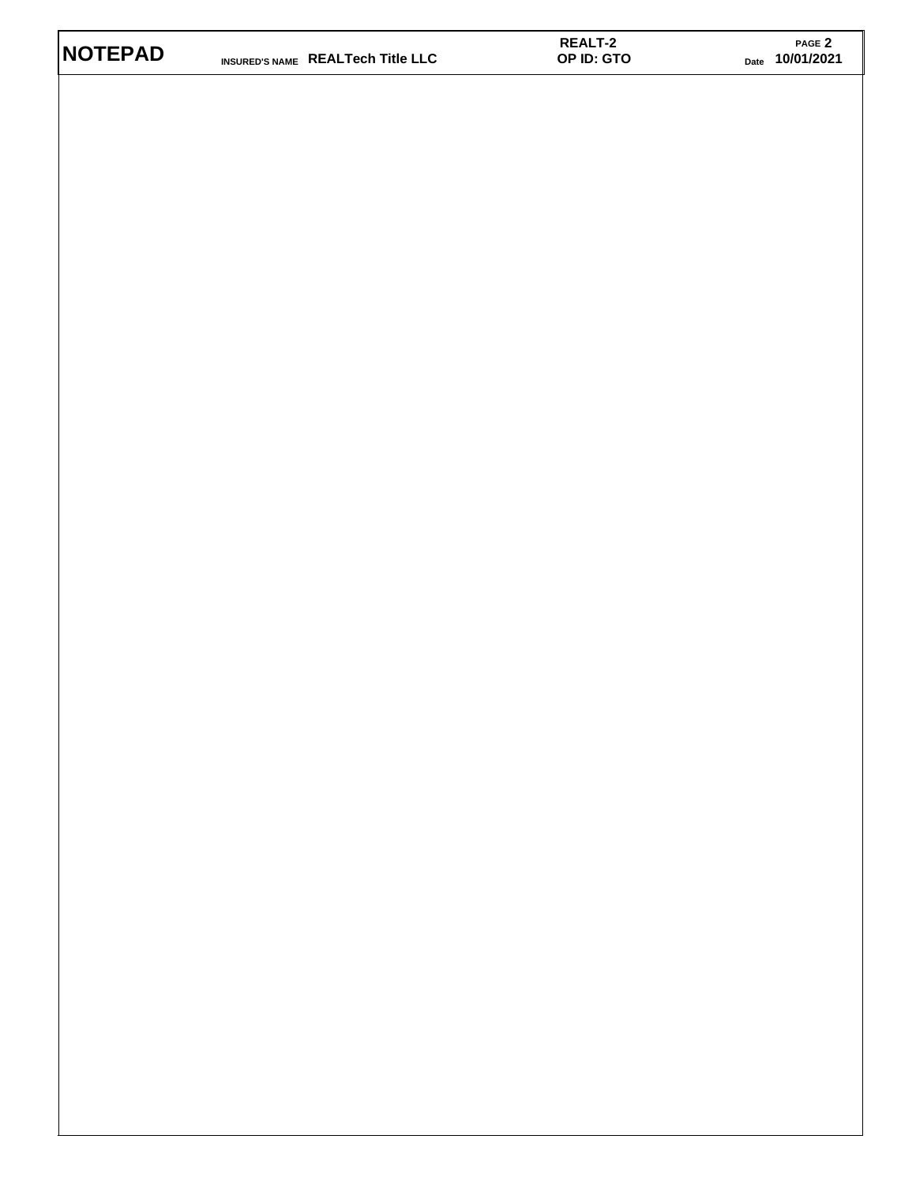# NOTEPAD

**INSURED'S NAME** REALTech Title LLC

REALT-2

OP ID: GTO

**Date** 10/01/2021